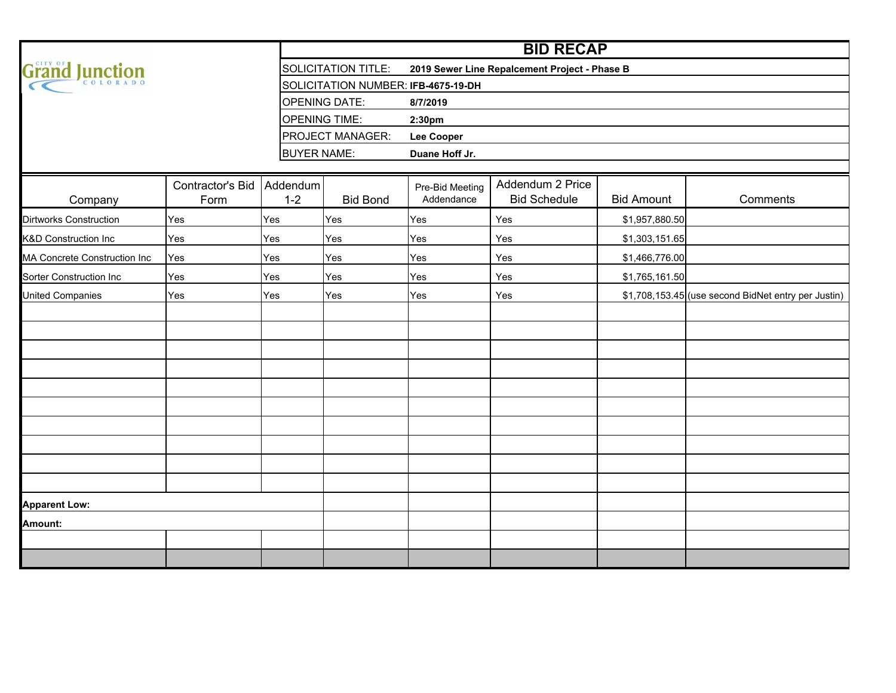City of Grand Junction Colorado

# BID RECAP

| | |
|---|---|
| SOLICITATION TITLE: | **2019 Sewer Line Repalcement Project - Phase B** |
| SOLICITATION NUMBER: | **IFB-4675-19-DH** |
| OPENING DATE: | **8/7/2019** |
| OPENING TIME: | **2:30pm** |
| PROJECT MANAGER: | **Lee Cooper** |
| BUYER NAME: | **Duane Hoff Jr.** |

| Company | Contractor's Bid Form | Addendum 1-2 | Bid Bond | Pre-Bid Meeting Addendance | Addendum 2 Price Bid Schedule | Bid Amount | Comments |
|---|---|---|---|---|---|---|---|
| Dirtworks Construction | Yes | Yes | Yes | Yes | Yes | $1,957,880.50 | |
| K&D Construction Inc | Yes | Yes | Yes | Yes | Yes | $1,303,151.65 | |
| MA Concrete Construction Inc | Yes | Yes | Yes | Yes | Yes | $1,466,776.00 | |
| Sorter Construction Inc | Yes | Yes | Yes | Yes | Yes | $1,765,161.50 | |
| United Companies | Yes | Yes | Yes | Yes | Yes | $1,708,153.45 | (use second BidNet entry per Justin) |
| **Apparent Low:** | | | | | | | |
| **Amount:** | | | | | | | |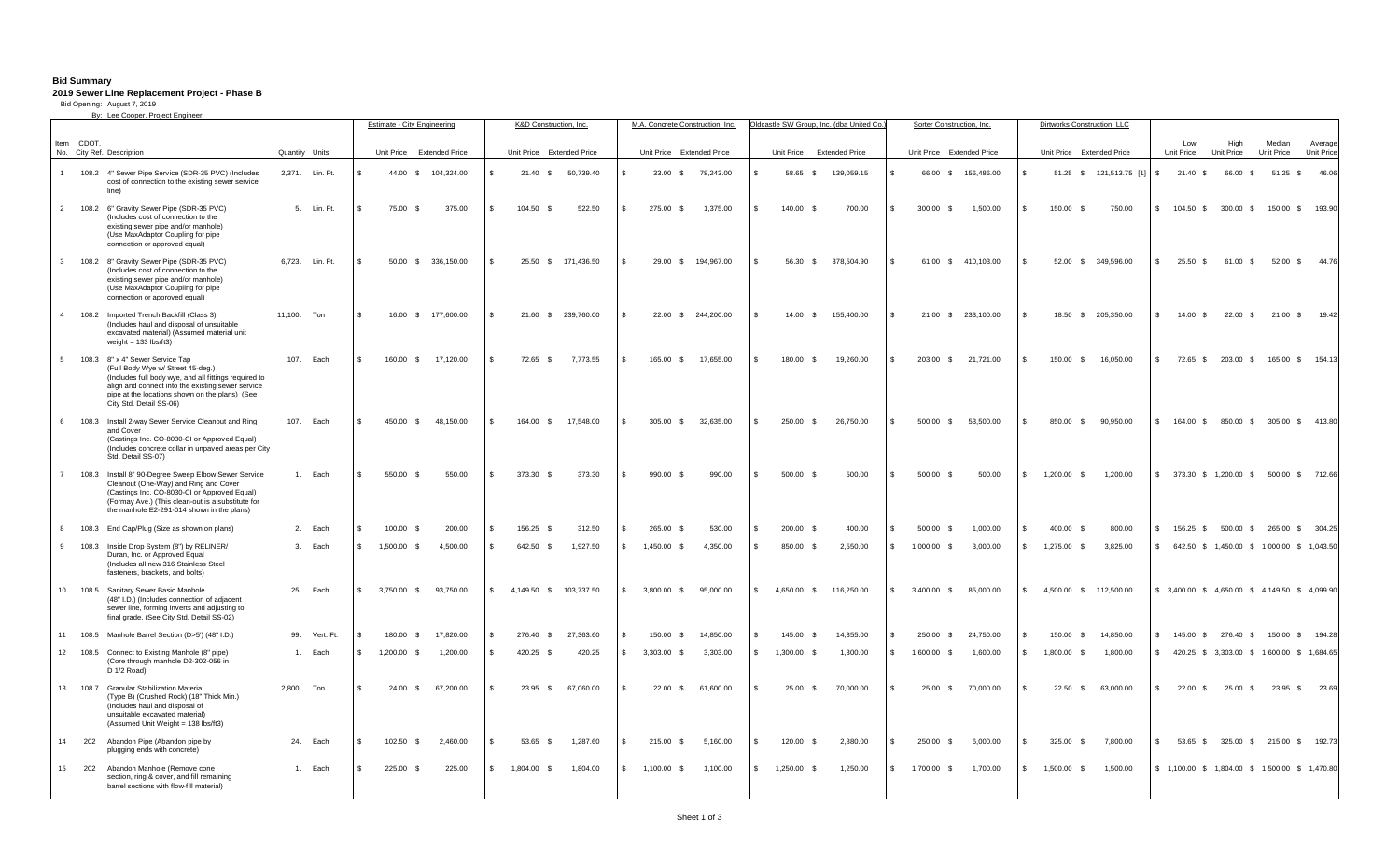**Bid Summary**

**2019 Sewer Line Replacement Project - Phase B**

Bid Opening: August 7, 2019

By: Lee Cooper, Project Engineer

| Item No. | CDOT City Ref. | Description | Quantity | Units | Estimate - City Engineering Unit Price | Estimate - City Engineering Extended Price | K&D Construction, Inc. Unit Price | K&D Construction, Inc. Extended Price | M.A. Concrete Construction, Inc. Unit Price | M.A. Concrete Construction, Inc. Extended Price | Oldcastle SW Group, Inc. (dba United Co.) Unit Price | Oldcastle SW Group, Inc. (dba United Co.) Extended Price | Sorter Construction, Inc. Unit Price | Sorter Construction, Inc. Extended Price | Dirtworks Construction, LLC Unit Price | Dirtworks Construction, LLC Extended Price | Low Unit Price | High Unit Price | Median Unit Price | Average Unit Price |
|---|---|---|---|---|---|---|---|---|---|---|---|---|---|---|---|---|---|---|---|---|
| 1 | 108.2 | 4" Sewer Pipe Service (SDR-35 PVC) (Includes cost of connection to the existing sewer service line) | 2,371. | Lin. Ft. | $ 44.00 | $ 104,324.00 | $ 21.40 | $ 50,739.40 | $ 33.00 | $ 78,243.00 | $ 58.65 | $ 139,059.15 | $ 66.00 | $ 156,486.00 | $ 51.25 | $ 121,513.75 [1] | $ 21.40 | $ 66.00 | $ 51.25 | $ 46.06 |
| 2 | 108.2 | 6" Gravity Sewer Pipe (SDR-35 PVC) (Includes cost of connection to the existing sewer pipe and/or manhole) (Use MaxAdaptor Coupling for pipe connection or approved equal) | 5. | Lin. Ft. | $ 75.00 | $ 375.00 | $ 104.50 | $ 522.50 | $ 275.00 | $ 1,375.00 | $ 140.00 | $ 700.00 | $ 300.00 | $ 1,500.00 | $ 150.00 | $ 750.00 | $ 104.50 | $ 300.00 | $ 150.00 | $ 193.90 |
| 3 | 108.2 | 8" Gravity Sewer Pipe (SDR-35 PVC) (Includes cost of connection to the existing sewer pipe and/or manhole) (Use MaxAdaptor Coupling for pipe connection or approved equal) | 6,723. | Lin. Ft. | $ 50.00 | $ 336,150.00 | $ 25.50 | $ 171,436.50 | $ 29.00 | $ 194,967.00 | $ 56.30 | $ 378,504.90 | $ 61.00 | $ 410,103.00 | $ 52.00 | $ 349,596.00 | $ 25.50 | $ 61.00 | $ 52.00 | $ 44.76 |
| 4 | 108.2 | Imported Trench Backfill (Class 3) (Includes haul and disposal of unsuitable excavated material) (Assumed material unit weight = 133 lbs/ft3) | 11,100. | Ton | $ 16.00 | $ 177,600.00 | $ 21.60 | $ 239,760.00 | $ 22.00 | $ 244,200.00 | $ 14.00 | $ 155,400.00 | $ 21.00 | $ 233,100.00 | $ 18.50 | $ 205,350.00 | $ 14.00 | $ 22.00 | $ 21.00 | $ 19.42 |
| 5 | 108.3 | 8" x 4" Sewer Service Tap (Full Body Wye w/ Street 45-deg.) (Includes full body wye, and all fittings required to align and connect into the existing sewer service pipe at the locations shown on the plans) (See City Std. Detail SS-06) | 107. | Each | $ 160.00 | $ 17,120.00 | $ 72.65 | $ 7,773.55 | $ 165.00 | $ 17,655.00 | $ 180.00 | $ 19,260.00 | $ 203.00 | $ 21,721.00 | $ 150.00 | $ 16,050.00 | $ 72.65 | $ 203.00 | $ 165.00 | $ 154.13 |
| 6 | 108.3 | Install 2-way Sewer Service Cleanout and Ring and Cover (Castings Inc. CO-8030-CI or Approved Equal) (Includes concrete collar in unpaved areas per City Std. Detail SS-07) | 107. | Each | $ 450.00 | $ 48,150.00 | $ 164.00 | $ 17,548.00 | $ 305.00 | $ 32,635.00 | $ 250.00 | $ 26,750.00 | $ 500.00 | $ 53,500.00 | $ 850.00 | $ 90,950.00 | $ 164.00 | $ 850.00 | $ 305.00 | $ 413.80 |
| 7 | 108.3 | Install 8" 90-Degree Sweep Elbow Sewer Service Cleanout (One-Way) and Ring and Cover (Castings Inc. CO-8030-CI or Approved Equal) (Formay Ave.) (This clean-out is a substitute for the manhole E2-291-014 shown in the plans) | 1. | Each | $ 550.00 | $ 550.00 | $ 373.30 | $ 373.30 | $ 990.00 | $ 990.00 | $ 500.00 | $ 500.00 | $ 500.00 | $ 500.00 | $ 1,200.00 | $ 1,200.00 | $ 373.30 | $ 1,200.00 | $ 500.00 | $ 712.66 |
| 8 | 108.3 | End Cap/Plug (Size as shown on plans) | 2. | Each | $ 100.00 | $ 200.00 | $ 156.25 | $ 312.50 | $ 265.00 | $ 530.00 | $ 200.00 | $ 400.00 | $ 500.00 | $ 1,000.00 | $ 400.00 | $ 800.00 | $ 156.25 | $ 500.00 | $ 265.00 | $ 304.25 |
| 9 | 108.3 | Inside Drop System (8") by RELINER/ Duran, Inc. or Approved Equal (Includes all new 316 Stainless Steel fasteners, brackets, and bolts) | 3. | Each | $ 1,500.00 | $ 4,500.00 | $ 642.50 | $ 1,927.50 | $ 1,450.00 | $ 4,350.00 | $ 850.00 | $ 2,550.00 | $ 1,000.00 | $ 3,000.00 | $ 1,275.00 | $ 3,825.00 | $ 642.50 | $ 1,450.00 | $ 1,000.00 | $ 1,043.50 |
| 10 | 108.5 | Sanitary Sewer Basic Manhole (48" I.D.) (Includes connection of adjacent sewer line, forming inverts and adjusting to final grade. (See City Std. Detail SS-02) | 25. | Each | $ 3,750.00 | $ 93,750.00 | $ 4,149.50 | $ 103,737.50 | $ 3,800.00 | $ 95,000.00 | $ 4,650.00 | $ 116,250.00 | $ 3,400.00 | $ 85,000.00 | $ 4,500.00 | $ 112,500.00 | $ 3,400.00 | $ 4,650.00 | $ 4,149.50 | $ 4,099.90 |
| 11 | 108.5 | Manhole Barrel Section (D>5') (48" I.D.) | 99. | Vert. Ft. | $ 180.00 | $ 17,820.00 | $ 276.40 | $ 27,363.60 | $ 150.00 | $ 14,850.00 | $ 145.00 | $ 14,355.00 | $ 250.00 | $ 24,750.00 | $ 150.00 | $ 14,850.00 | $ 145.00 | $ 276.40 | $ 150.00 | $ 194.28 |
| 12 | 108.5 | Connect to Existing Manhole (8" pipe) (Core through manhole D2-302-056 in D 1/2 Road) | 1. | Each | $ 1,200.00 | $ 1,200.00 | $ 420.25 | $ 420.25 | $ 3,303.00 | $ 3,303.00 | $ 1,300.00 | $ 1,300.00 | $ 1,600.00 | $ 1,600.00 | $ 1,800.00 | $ 1,800.00 | $ 420.25 | $ 3,303.00 | $ 1,600.00 | $ 1,684.65 |
| 13 | 108.7 | Granular Stabilization Material (Type B) (Crushed Rock) (18" Thick Min.) (Includes haul and disposal of unsuitable excavated material) (Assumed Unit Weight = 138 lbs/ft3) | 2,800. | Ton | $ 24.00 | $ 67,200.00 | $ 23.95 | $ 67,060.00 | $ 22.00 | $ 61,600.00 | $ 25.00 | $ 70,000.00 | $ 25.00 | $ 70,000.00 | $ 22.50 | $ 63,000.00 | $ 22.00 | $ 25.00 | $ 23.95 | $ 23.69 |
| 14 | 202 | Abandon Pipe (Abandon pipe by plugging ends with concrete) | 24. | Each | $ 102.50 | $ 2,460.00 | $ 53.65 | $ 1,287.60 | $ 215.00 | $ 5,160.00 | $ 120.00 | $ 2,880.00 | $ 250.00 | $ 6,000.00 | $ 325.00 | $ 7,800.00 | $ 53.65 | $ 325.00 | $ 215.00 | $ 192.73 |
| 15 | 202 | Abandon Manhole (Remove cone section, ring & cover, and fill remaining barrel sections with flow-fill material) | 1. | Each | $ 225.00 | $ 225.00 | $ 1,804.00 | $ 1,804.00 | $ 1,100.00 | $ 1,100.00 | $ 1,250.00 | $ 1,250.00 | $ 1,700.00 | $ 1,700.00 | $ 1,500.00 | $ 1,500.00 | $ 1,100.00 | $ 1,804.00 | $ 1,500.00 | $ 1,470.80 |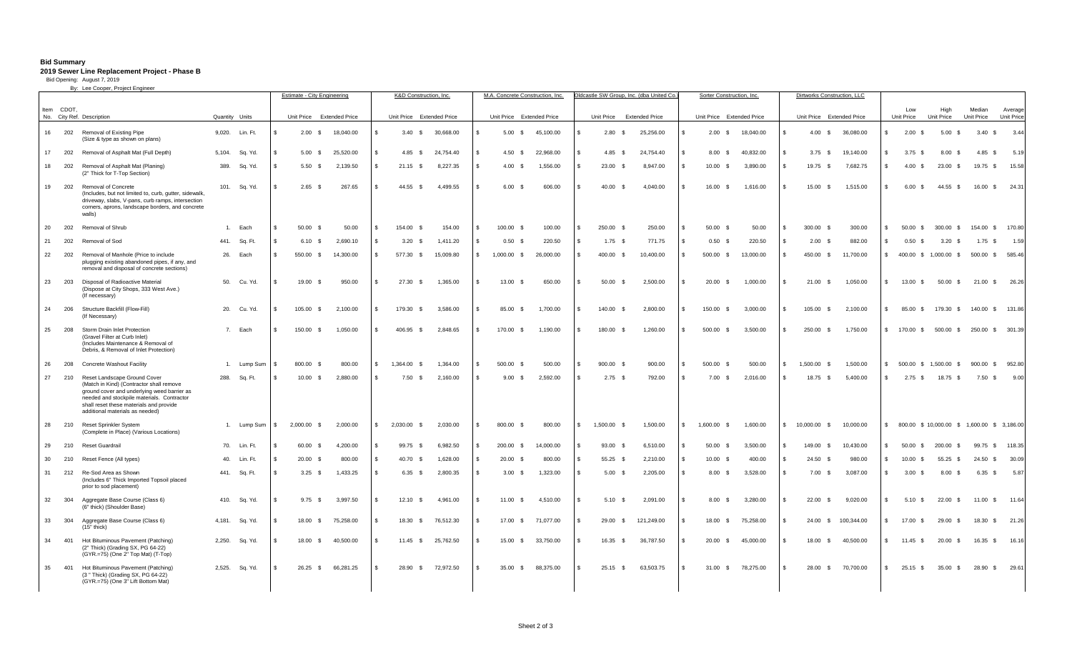**Bid Summary**

**2019 Sewer Line Replacement Project - Phase B**

Bid Opening: August 7, 2019

By: Lee Cooper, Project Engineer

| Item No. | CDOT, City Ref. | Description | Quantity | Units | Estimate - City Engineering Unit Price | Estimate - City Engineering Extended Price | K&D Construction, Inc. Unit Price | K&D Construction, Inc. Extended Price | M.A. Concrete Construction, Inc. Unit Price | M.A. Concrete Construction, Inc. Extended Price | Oldcastle SW Group, Inc. (dba United Co.) Unit Price | Oldcastle SW Group, Inc. (dba United Co.) Extended Price | Sorter Construction, Inc. Unit Price | Sorter Construction, Inc. Extended Price | Dirtworks Construction, LLC Unit Price | Dirtworks Construction, LLC Extended Price | Low Unit Price | High Unit Price | Median Unit Price | Average Unit Price |
|---|---|---|---|---|---|---|---|---|---|---|---|---|---|---|---|---|---|---|---|---|
| 16 | 202 | Removal of Existing Pipe (Size & type as shown on plans) | 9,020. | Lin. Ft. | $ 2.00 | $ 18,040.00 | $ 3.40 | $ 30,668.00 | $ 5.00 | $ 45,100.00 | $ 2.80 | $ 25,256.00 | $ 2.00 | $ 18,040.00 | $ 4.00 | $ 36,080.00 | $ 2.00 | $ 5.00 | $ 3.40 | $ 3.44 |
| 17 | 202 | Removal of Asphalt Mat (Full Depth) | 5,104. | Sq. Yd. | $ 5.00 | $ 25,520.00 | $ 4.85 | $ 24,754.40 | $ 4.50 | $ 22,968.00 | $ 4.85 | $ 24,754.40 | $ 8.00 | $ 40,832.00 | $ 3.75 | $ 19,140.00 | $ 3.75 | $ 8.00 | $ 4.85 | $ 5.19 |
| 18 | 202 | Removal of Asphalt Mat (Planing) (2" Thick for T-Top Section) | 389. | Sq. Yd. | $ 5.50 | $ 2,139.50 | $ 21.15 | $ 8,227.35 | $ 4.00 | $ 1,556.00 | $ 23.00 | $ 8,947.00 | $ 10.00 | $ 3,890.00 | $ 19.75 | $ 7,682.75 | $ 4.00 | $ 23.00 | $ 19.75 | $ 15.58 |
| 19 | 202 | Removal of Concrete (Includes, but not limited to, curb, gutter, sidewalk, driveway, slabs, V-pans, curb ramps, intersection corners, aprons, landscape borders, and concrete walls) | 101. | Sq. Yd. | $ 2.65 | $ 267.65 | $ 44.55 | $ 4,499.55 | $ 6.00 | $ 606.00 | $ 40.00 | $ 4,040.00 | $ 16.00 | $ 1,616.00 | $ 15.00 | $ 1,515.00 | $ 6.00 | $ 44.55 | $ 16.00 | $ 24.31 |
| 20 | 202 | Removal of Shrub | 1. | Each | $ 50.00 | $ 50.00 | $ 154.00 | $ 154.00 | $ 100.00 | $ 100.00 | $ 250.00 | $ 250.00 | $ 50.00 | $ 50.00 | $ 300.00 | $ 300.00 | $ 50.00 | $ 300.00 | $ 154.00 | $ 170.80 |
| 21 | 202 | Removal of Sod | 441. | Sq. Ft. | $ 6.10 | $ 2,690.10 | $ 3.20 | $ 1,411.20 | $ 0.50 | $ 220.50 | $ 1.75 | $ 771.75 | $ 0.50 | $ 220.50 | $ 2.00 | $ 882.00 | $ 0.50 | $ 3.20 | $ 1.75 | $ 1.59 |
| 22 | 202 | Removal of Manhole (Price to include plugging existing abandoned pipes, if any, and removal and disposal of concrete sections) | 26. | Each | $ 550.00 | $ 14,300.00 | $ 577.30 | $ 15,009.80 | $ 1,000.00 | $ 26,000.00 | $ 400.00 | $ 10,400.00 | $ 500.00 | $ 13,000.00 | $ 450.00 | $ 11,700.00 | $ 400.00 | $ 1,000.00 | $ 500.00 | $ 585.46 |
| 23 | 203 | Disposal of Radioactive Material (Dispose at City Shops, 333 West Ave.) (If necessary) | 50. | Cu. Yd. | $ 19.00 | $ 950.00 | $ 27.30 | $ 1,365.00 | $ 13.00 | $ 650.00 | $ 50.00 | $ 2,500.00 | $ 20.00 | $ 1,000.00 | $ 21.00 | $ 1,050.00 | $ 13.00 | $ 50.00 | $ 21.00 | $ 26.26 |
| 24 | 206 | Structure Backfill (Flow-Fill) (If Necessary) | 20. | Cu. Yd. | $ 105.00 | $ 2,100.00 | $ 179.30 | $ 3,586.00 | $ 85.00 | $ 1,700.00 | $ 140.00 | $ 2,800.00 | $ 150.00 | $ 3,000.00 | $ 105.00 | $ 2,100.00 | $ 85.00 | $ 179.30 | $ 140.00 | $ 131.86 |
| 25 | 208 | Storm Drain Inlet Protection (Gravel Filter at Curb Inlet) (Includes Maintenance & Removal of Debris, & Removal of Inlet Protection) | 7. | Each | $ 150.00 | $ 1,050.00 | $ 406.95 | $ 2,848.65 | $ 170.00 | $ 1,190.00 | $ 180.00 | $ 1,260.00 | $ 500.00 | $ 3,500.00 | $ 250.00 | $ 1,750.00 | $ 170.00 | $ 500.00 | $ 250.00 | $ 301.39 |
| 26 | 208 | Concrete Washout Facility | 1. | Lump Sum | $ 800.00 | $ 800.00 | $ 1,364.00 | $ 1,364.00 | $ 500.00 | $ 500.00 | $ 900.00 | $ 900.00 | $ 500.00 | $ 500.00 | $ 1,500.00 | $ 1,500.00 | $ 500.00 | $ 1,500.00 | $ 900.00 | $ 952.80 |
| 27 | 210 | Reset Landscape Ground Cover (Match in Kind) (Contractor shall remove ground cover and underlying weed barrier as needed and stockpile materials. Contractor shall reset these materials and provide additional materials as needed) | 288. | Sq. Ft. | $ 10.00 | $ 2,880.00 | $ 7.50 | $ 2,160.00 | $ 9.00 | $ 2,592.00 | $ 2.75 | $ 792.00 | $ 7.00 | $ 2,016.00 | $ 18.75 | $ 5,400.00 | $ 2.75 | $ 18.75 | $ 7.50 | $ 9.00 |
| 28 | 210 | Reset Sprinkler System (Complete in Place) (Various Locations) | 1. | Lump Sum | $ 2,000.00 | $ 2,000.00 | $ 2,030.00 | $ 2,030.00 | $ 800.00 | $ 800.00 | $ 1,500.00 | $ 1,500.00 | $ 1,600.00 | $ 1,600.00 | $ 10,000.00 | $ 10,000.00 | $ 800.00 | $ 10,000.00 | $ 1,600.00 | $ 3,186.00 |
| 29 | 210 | Reset Guardrail | 70. | Lin. Ft. | $ 60.00 | $ 4,200.00 | $ 99.75 | $ 6,982.50 | $ 200.00 | $ 14,000.00 | $ 93.00 | $ 6,510.00 | $ 50.00 | $ 3,500.00 | $ 149.00 | $ 10,430.00 | $ 50.00 | $ 200.00 | $ 99.75 | $ 118.35 |
| 30 | 210 | Reset Fence (All types) | 40. | Lin. Ft. | $ 20.00 | $ 800.00 | $ 40.70 | $ 1,628.00 | $ 20.00 | $ 800.00 | $ 55.25 | $ 2,210.00 | $ 10.00 | $ 400.00 | $ 24.50 | $ 980.00 | $ 10.00 | $ 55.25 | $ 24.50 | $ 30.09 |
| 31 | 212 | Re-Sod Area as Shown (Includes 6" Thick Imported Topsoil placed prior to sod placement) | 441. | Sq. Ft. | $ 3.25 | $ 1,433.25 | $ 6.35 | $ 2,800.35 | $ 3.00 | $ 1,323.00 | $ 5.00 | $ 2,205.00 | $ 8.00 | $ 3,528.00 | $ 7.00 | $ 3,087.00 | $ 3.00 | $ 8.00 | $ 6.35 | $ 5.87 |
| 32 | 304 | Aggregate Base Course (Class 6) (6" thick) (Shoulder Base) | 410. | Sq. Yd. | $ 9.75 | $ 3,997.50 | $ 12.10 | $ 4,961.00 | $ 11.00 | $ 4,510.00 | $ 5.10 | $ 2,091.00 | $ 8.00 | $ 3,280.00 | $ 22.00 | $ 9,020.00 | $ 5.10 | $ 22.00 | $ 11.00 | $ 11.64 |
| 33 | 304 | Aggregate Base Course (Class 6) (15" thick) | 4,181. | Sq. Yd. | $ 18.00 | $ 75,258.00 | $ 18.30 | $ 76,512.30 | $ 17.00 | $ 71,077.00 | $ 29.00 | $ 121,249.00 | $ 18.00 | $ 75,258.00 | $ 24.00 | $ 100,344.00 | $ 17.00 | $ 29.00 | $ 18.30 | $ 21.26 |
| 34 | 401 | Hot Bituminous Pavement (Patching) (2" Thick) (Grading SX, PG 64-22) (GYR.=75) (One 2" Top Mat) (T-Top) | 2,250. | Sq. Yd. | $ 18.00 | $ 40,500.00 | $ 11.45 | $ 25,762.50 | $ 15.00 | $ 33,750.00 | $ 16.35 | $ 36,787.50 | $ 20.00 | $ 45,000.00 | $ 18.00 | $ 40,500.00 | $ 11.45 | $ 20.00 | $ 16.35 | $ 16.16 |
| 35 | 401 | Hot Bituminous Pavement (Patching) (3 " Thick) (Grading SX, PG 64-22) (GYR.=75) (One 3" Lift Bottom Mat) | 2,525. | Sq. Yd. | $ 26.25 | $ 66,281.25 | $ 28.90 | $ 72,972.50 | $ 35.00 | $ 88,375.00 | $ 25.15 | $ 63,503.75 | $ 31.00 | $ 78,275.00 | $ 28.00 | $ 70,700.00 | $ 25.15 | $ 35.00 | $ 28.90 | $ 29.61 |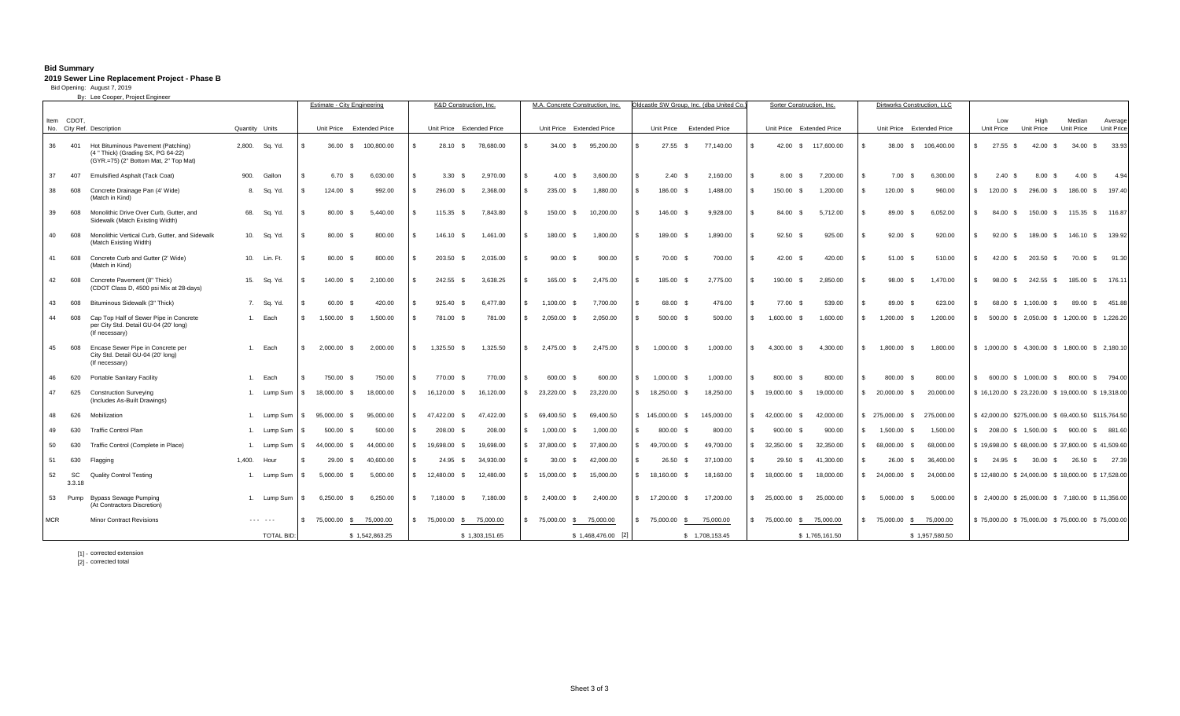**Bid Summary**

**2019 Sewer Line Replacement Project - Phase B**

Bid Opening: August 7, 2019

By: Lee Cooper, Project Engineer

| Item No. | CDOT, City Ref. | Description | Quantity | Units | Estimate - City Engineering | | K&D Construction, Inc. | | M.A. Concrete Construction, Inc. | | Oldcastle SW Group, Inc. (dba United Co.) | | Sorter Construction, Inc. | | Dirtworks Construction, LLC | | Low | High | Median | Average |
|---|---|---|---|---|---|---|---|---|---|---|---|---|---|---|---|---|---|---|---|---|
| | | | | | Unit Price | Extended Price | Unit Price | Extended Price | Unit Price | Extended Price | Unit Price | Extended Price | Unit Price | Extended Price | Unit Price | Extended Price | Unit Price | Unit Price | Unit Price | Unit Price |
| 36 | 401 | Hot Bituminous Pavement (Patching) (4 " Thick) (Grading SX, PG 64-22) (GYR.=75) (2" Bottom Mat, 2" Top Mat) | 2,800. | Sq. Yd. | $ 36.00 | $ 100,800.00 | $ 28.10 | $ 78,680.00 | $ 34.00 | $ 95,200.00 | $ 27.55 | $ 77,140.00 | $ 42.00 | $ 117,600.00 | $ 38.00 | $ 106,400.00 | $ 27.55 | $ 42.00 | $ 34.00 | $ 33.93 |
| 37 | 407 | Emulsified Asphalt (Tack Coat) | 900. | Gallon | $ 6.70 | $ 6,030.00 | $ 3.30 | $ 2,970.00 | $ 4.00 | $ 3,600.00 | $ 2.40 | $ 2,160.00 | $ 8.00 | $ 7,200.00 | $ 7.00 | $ 6,300.00 | $ 2.40 | $ 8.00 | $ 4.00 | $ 4.94 |
| 38 | 608 | Concrete Drainage Pan (4' Wide) (Match in Kind) | 8. | Sq. Yd. | $ 124.00 | $ 992.00 | $ 296.00 | $ 2,368.00 | $ 235.00 | $ 1,880.00 | $ 186.00 | $ 1,488.00 | $ 150.00 | $ 1,200.00 | $ 120.00 | $ 960.00 | $ 120.00 | $ 296.00 | $ 186.00 | $ 197.40 |
| 39 | 608 | Monolithic Drive Over Curb, Gutter, and Sidewalk (Match Existing Width) | 68. | Sq. Yd. | $ 80.00 | $ 5,440.00 | $ 115.35 | $ 7,843.80 | $ 150.00 | $ 10,200.00 | $ 146.00 | $ 9,928.00 | $ 84.00 | $ 5,712.00 | $ 89.00 | $ 6,052.00 | $ 84.00 | $ 150.00 | $ 115.35 | $ 116.87 |
| 40 | 608 | Monolithic Vertical Curb, Gutter, and Sidewalk (Match Existing Width) | 10. | Sq. Yd. | $ 80.00 | $ 800.00 | $ 146.10 | $ 1,461.00 | $ 180.00 | $ 1,800.00 | $ 189.00 | $ 1,890.00 | $ 92.50 | $ 925.00 | $ 92.00 | $ 920.00 | $ 92.00 | $ 189.00 | $ 146.10 | $ 139.92 |
| 41 | 608 | Concrete Curb and Gutter (2' Wide) (Match in Kind) | 10. | Lin. Ft. | $ 80.00 | $ 800.00 | $ 203.50 | $ 2,035.00 | $ 90.00 | $ 900.00 | $ 70.00 | $ 700.00 | $ 42.00 | $ 420.00 | $ 51.00 | $ 510.00 | $ 42.00 | $ 203.50 | $ 70.00 | $ 91.30 |
| 42 | 608 | Concrete Pavement (8" Thick) (CDOT Class D, 4500 psi Mix at 28-days) | 15. | Sq. Yd. | $ 140.00 | $ 2,100.00 | $ 242.55 | $ 3,638.25 | $ 165.00 | $ 2,475.00 | $ 185.00 | $ 2,775.00 | $ 190.00 | $ 2,850.00 | $ 98.00 | $ 1,470.00 | $ 98.00 | $ 242.55 | $ 185.00 | $ 176.11 |
| 43 | 608 | Bituminous Sidewalk (3" Thick) | 7. | Sq. Yd. | $ 60.00 | $ 420.00 | $ 925.40 | $ 6,477.80 | $ 1,100.00 | $ 7,700.00 | $ 68.00 | $ 476.00 | $ 77.00 | $ 539.00 | $ 89.00 | $ 623.00 | $ 68.00 | $ 1,100.00 | $ 89.00 | $ 451.88 |
| 44 | 608 | Cap Top Half of Sewer Pipe in Concrete per City Std. Detail GU-04 (20' long) (If necessary) | 1. | Each | $ 1,500.00 | $ 1,500.00 | $ 781.00 | $ 781.00 | $ 2,050.00 | $ 2,050.00 | $ 500.00 | $ 500.00 | $ 1,600.00 | $ 1,600.00 | $ 1,200.00 | $ 1,200.00 | $ 500.00 | $ 2,050.00 | $ 1,200.00 | $ 1,226.20 |
| 45 | 608 | Encase Sewer Pipe in Concrete per City Std. Detail GU-04 (20' long) (If necessary) | 1. | Each | $ 2,000.00 | $ 2,000.00 | $ 1,325.50 | $ 1,325.50 | $ 2,475.00 | $ 2,475.00 | $ 1,000.00 | $ 1,000.00 | $ 4,300.00 | $ 4,300.00 | $ 1,800.00 | $ 1,800.00 | $ 1,000.00 | $ 4,300.00 | $ 1,800.00 | $ 2,180.10 |
| 46 | 620 | Portable Sanitary Facility | 1. | Each | $ 750.00 | $ 750.00 | $ 770.00 | $ 770.00 | $ 600.00 | $ 600.00 | $ 1,000.00 | $ 1,000.00 | $ 800.00 | $ 800.00 | $ 800.00 | $ 800.00 | $ 600.00 | $ 1,000.00 | $ 800.00 | $ 794.00 |
| 47 | 625 | Construction Surveying (Includes As-Built Drawings) | 1. | Lump Sum | $ 18,000.00 | $ 18,000.00 | $ 16,120.00 | $ 16,120.00 | $ 23,220.00 | $ 23,220.00 | $ 18,250.00 | $ 18,250.00 | $ 19,000.00 | $ 19,000.00 | $ 20,000.00 | $ 20,000.00 | $ 16,120.00 | $ 23,220.00 | $ 19,000.00 | $ 19,318.00 |
| 48 | 626 | Mobilization | 1. | Lump Sum | $ 95,000.00 | $ 95,000.00 | $ 47,422.00 | $ 47,422.00 | $ 69,400.50 | $ 69,400.50 | $ 145,000.00 | $ 145,000.00 | $ 42,000.00 | $ 42,000.00 | $ 275,000.00 | $ 275,000.00 | $ 42,000.00 | $275,000.00 | $ 69,400.50 | $115,764.50 |
| 49 | 630 | Traffic Control Plan | 1. | Lump Sum | $ 500.00 | $ 500.00 | $ 208.00 | $ 208.00 | $ 1,000.00 | $ 1,000.00 | $ 800.00 | $ 800.00 | $ 900.00 | $ 900.00 | $ 1,500.00 | $ 1,500.00 | $ 208.00 | $ 1,500.00 | $ 900.00 | $ 881.60 |
| 50 | 630 | Traffic Control (Complete in Place) | 1. | Lump Sum | $ 44,000.00 | $ 44,000.00 | $ 19,698.00 | $ 19,698.00 | $ 37,800.00 | $ 37,800.00 | $ 49,700.00 | $ 49,700.00 | $ 32,350.00 | $ 32,350.00 | $ 68,000.00 | $ 68,000.00 | $ 19,698.00 | $ 68,000.00 | $ 37,800.00 | $ 41,509.60 |
| 51 | 630 | Flagging | 1,400. | Hour | $ 29.00 | $ 40,600.00 | $ 24.95 | $ 34,930.00 | $ 30.00 | $ 42,000.00 | $ 26.50 | $ 37,100.00 | $ 29.50 | $ 41,300.00 | $ 26.00 | $ 36,400.00 | $ 24.95 | $ 30.00 | $ 26.50 | $ 27.39 |
| 52 | SC 3.3.18 | Quality Control Testing | 1. | Lump Sum | $ 5,000.00 | $ 5,000.00 | $ 12,480.00 | $ 12,480.00 | $ 15,000.00 | $ 15,000.00 | $ 18,160.00 | $ 18,160.00 | $ 18,000.00 | $ 18,000.00 | $ 24,000.00 | $ 24,000.00 | $ 12,480.00 | $ 24,000.00 | $ 18,000.00 | $ 17,528.00 |
| 53 | Pump | Bypass Sewage Pumping (At Contractors Discretion) | 1. | Lump Sum | $ 6,250.00 | $ 6,250.00 | $ 7,180.00 | $ 7,180.00 | $ 2,400.00 | $ 2,400.00 | $ 17,200.00 | $ 17,200.00 | $ 25,000.00 | $ 25,000.00 | $ 5,000.00 | $ 5,000.00 | $ 2,400.00 | $ 25,000.00 | $ 7,180.00 | $ 11,356.00 |
| MCR | | Minor Contract Revisions | --- | --- | $ 75,000.00 | $ 75,000.00 | $ 75,000.00 | $ 75,000.00 | $ 75,000.00 | $ 75,000.00 | $ 75,000.00 | $ 75,000.00 | $ 75,000.00 | $ 75,000.00 | $ 75,000.00 | $ 75,000.00 | $ 75,000.00 | $ 75,000.00 | $ 75,000.00 | $ 75,000.00 |
| | | | | TOTAL BID: | | $ 1,542,863.25 | | $ 1,303,151.65 | | $ 1,468,476.00 [2] | | $ 1,708,153.45 | | $ 1,765,161.50 | | $ 1,957,580.50 | | | | |

[1] - corrected extension

[2] - corrected total